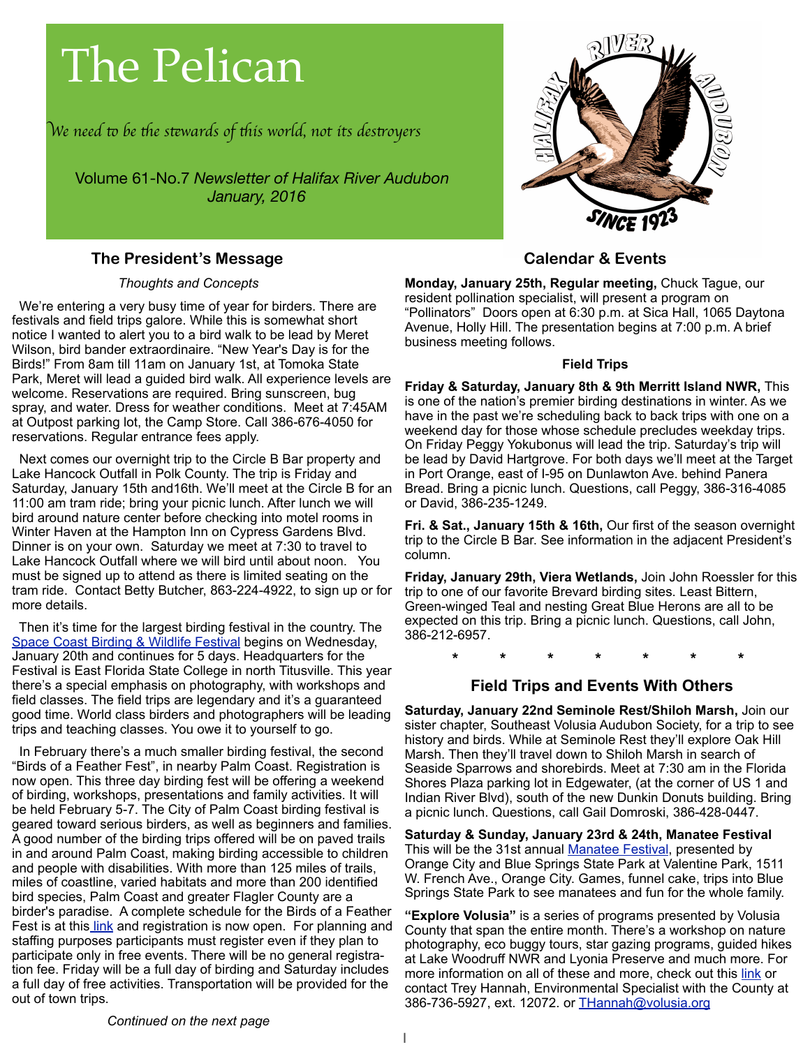# The Pelican

*We need to be the stewards of this world, not its destroyers*

Volume 61-No.7 *Newsletter of Halifax River Audubon*
*January, 2016*

## The President's Message

*Thoughts and Concepts*

We're entering a very busy time of year for birders. There are festivals and field trips galore. While this is somewhat short notice I wanted to alert you to a bird walk to be lead by Meret Wilson, bird bander extraordinaire. "New Year's Day is for the Birds!" From 8am till 11am on January 1st, at Tomoka State Park, Meret will lead a guided bird walk. All experience levels are welcome. Reservations are required. Bring sunscreen, bug spray, and water. Dress for weather conditions. Meet at 7:45AM at Outpost parking lot, the Camp Store. Call 386-676-4050 for reservations. Regular entrance fees apply.

Next comes our overnight trip to the Circle B Bar property and Lake Hancock Outfall in Polk County. The trip is Friday and Saturday, January 15th and16th. We'll meet at the Circle B for an 11:00 am tram ride; bring your picnic lunch. After lunch we will bird around nature center before checking into motel rooms in Winter Haven at the Hampton Inn on Cypress Gardens Blvd. Dinner is on your own. Saturday we meet at 7:30 to travel to Lake Hancock Outfall where we will bird until about noon. You must be signed up to attend as there is limited seating on the tram ride. Contact Betty Butcher, 863-224-4922, to sign up or for more details.

Then it's time for the largest birding festival in the country. The Space Coast Birding & Wildlife Festival begins on Wednesday, January 20th and continues for 5 days. Headquarters for the Festival is East Florida State College in north Titusville. This year there's a special emphasis on photography, with workshops and field classes. The field trips are legendary and it's a guaranteed good time. World class birders and photographers will be leading trips and teaching classes. You owe it to yourself to go.

In February there's a much smaller birding festival, the second "Birds of a Feather Fest", in nearby Palm Coast. Registration is now open. This three day birding fest will be offering a weekend of birding, workshops, presentations and family activities. It will be held February 5-7. The City of Palm Coast birding festival is geared toward serious birders, as well as beginners and families. A good number of the birding trips offered will be on paved trails in and around Palm Coast, making birding accessible to children and people with disabilities. With more than 125 miles of trails, miles of coastline, varied habitats and more than 200 identified bird species, Palm Coast and greater Flagler County are a birder's paradise. A complete schedule for the Birds of a Feather Fest is at this link and registration is now open. For planning and staffing purposes participants must register even if they plan to participate only in free events. There will be no general registration fee. Friday will be a full day of birding and Saturday includes a full day of free activities. Transportation will be provided for the out of town trips.

*Continued on the next page*

## Calendar & Events

**Monday, January 25th, Regular meeting,** Chuck Tague, our resident pollination specialist, will present a program on "Pollinators" Doors open at 6:30 p.m. at Sica Hall, 1065 Daytona Avenue, Holly Hill. The presentation begins at 7:00 p.m. A brief business meeting follows.

### Field Trips

**Friday & Saturday, January 8th & 9th Merritt Island NWR,** This is one of the nation's premier birding destinations in winter. As we have in the past we're scheduling back to back trips with one on a weekend day for those whose schedule precludes weekday trips. On Friday Peggy Yokubonus will lead the trip. Saturday's trip will be lead by David Hartgrove. For both days we'll meet at the Target in Port Orange, east of I-95 on Dunlawton Ave. behind Panera Bread. Bring a picnic lunch. Questions, call Peggy, 386-316-4085 or David, 386-235-1249.

**Fri. & Sat., January 15th & 16th,** Our first of the season overnight trip to the Circle B Bar. See information in the adjacent President's column.

**Friday, January 29th, Viera Wetlands,** Join John Roessler for this trip to one of our favorite Brevard birding sites. Least Bittern, Green-winged Teal and nesting Great Blue Herons are all to be expected on this trip. Bring a picnic lunch. Questions, call John, 386-212-6957.

\* \* \* \* \* \* \*

## Field Trips and Events With Others

**Saturday, January 22nd Seminole Rest/Shiloh Marsh,** Join our sister chapter, Southeast Volusia Audubon Society, for a trip to see history and birds. While at Seminole Rest they'll explore Oak Hill Marsh. Then they'll travel down to Shiloh Marsh in search of Seaside Sparrows and shorebirds. Meet at 7:30 am in the Florida Shores Plaza parking lot in Edgewater, (at the corner of US 1 and Indian River Blvd), south of the new Dunkin Donuts building. Bring a picnic lunch. Questions, call Gail Domroski, 386-428-0447.

**Saturday & Sunday, January 23rd & 24th, Manatee Festival** This will be the 31st annual Manatee Festival, presented by Orange City and Blue Springs State Park at Valentine Park, 1511 W. French Ave., Orange City. Games, funnel cake, trips into Blue Springs State Park to see manatees and fun for the whole family.

**"Explore Volusia"** is a series of programs presented by Volusia County that span the entire month. There's a workshop on nature photography, eco buggy tours, star gazing programs, guided hikes at Lake Woodruff NWR and Lyonia Preserve and much more. For more information on all of these and more, check out this link or contact Trey Hannah, Environmental Specialist with the County at 386-736-5927, ext. 12072. or THannah@volusia.org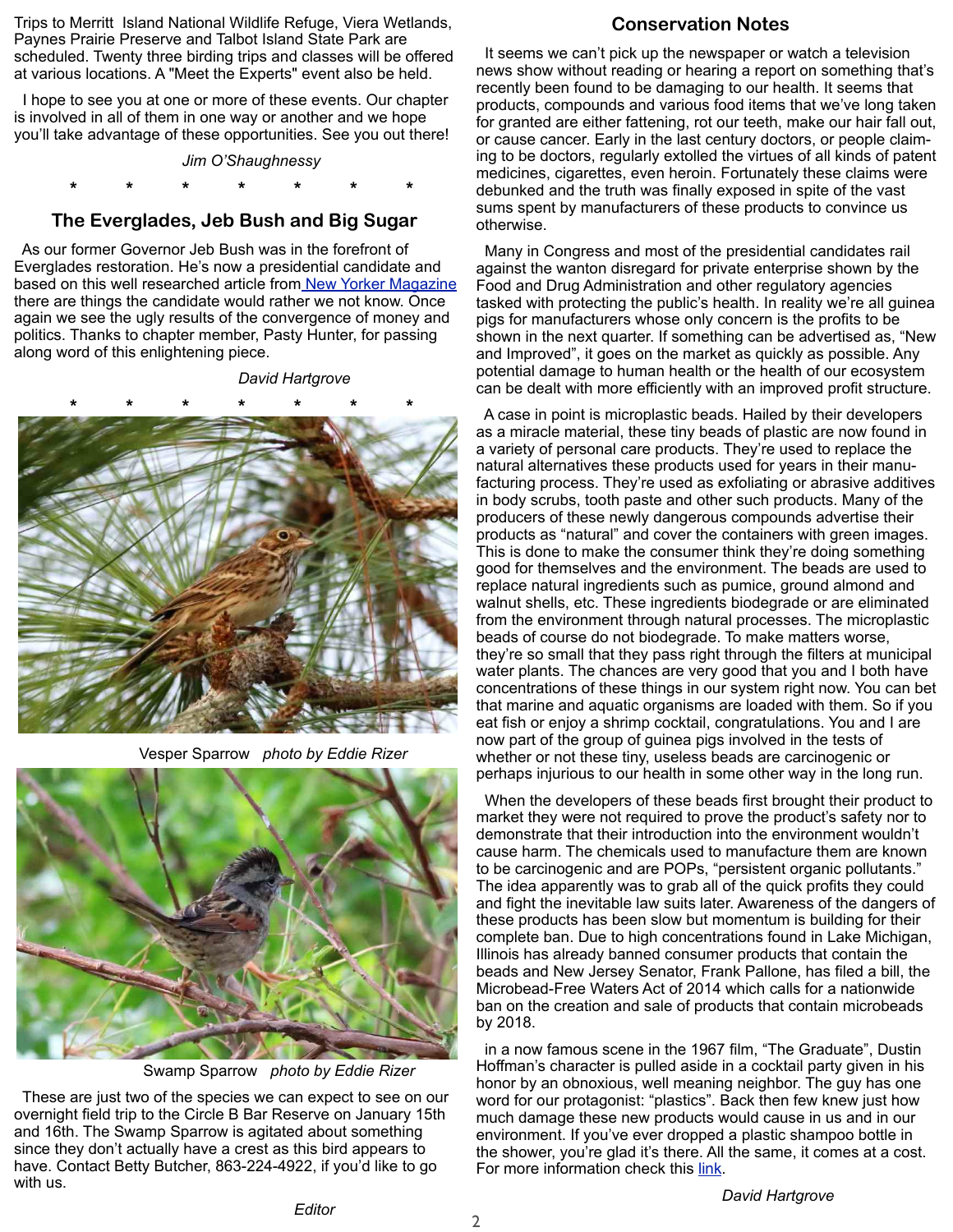Trips to Merritt Island National Wildlife Refuge, Viera Wetlands, Paynes Prairie Preserve and Talbot Island State Park are scheduled. Twenty three birding trips and classes will be offered at various locations. A "Meet the Experts" event also be held.

I hope to see you at one or more of these events. Our chapter is involved in all of them in one way or another and we hope you'll take advantage of these opportunities. See you out there!

*Jim O'Shaughnessy*

\* \* \* \* \* \* \*

## The Everglades, Jeb Bush and Big Sugar

As our former Governor Jeb Bush was in the forefront of Everglades restoration. He's now a presidential candidate and based on this well researched article from [New Yorker Magazine](#) there are things the candidate would rather we not know. Once again we see the ugly results of the convergence of money and politics. Thanks to chapter member, Pasty Hunter, for passing along word of this enlightening piece.

*David Hartgrove*

\* \* \* \* \* \* \*

Vesper Sparrow *photo by Eddie Rizer*

Swamp Sparrow *photo by Eddie Rizer*

These are just two of the species we can expect to see on our overnight field trip to the Circle B Bar Reserve on January 15th and 16th. The Swamp Sparrow is agitated about something since they don't actually have a crest as this bird appears to have. Contact Betty Butcher, 863-224-4922, if you'd like to go with us.

*Editor*

## Conservation Notes

It seems we can't pick up the newspaper or watch a television news show without reading or hearing a report on something that's recently been found to be damaging to our health. It seems that products, compounds and various food items that we've long taken for granted are either fattening, rot our teeth, make our hair fall out, or cause cancer. Early in the last century doctors, or people claiming to be doctors, regularly extolled the virtues of all kinds of patent medicines, cigarettes, even heroin. Fortunately these claims were debunked and the truth was finally exposed in spite of the vast sums spent by manufacturers of these products to convince us otherwise.

Many in Congress and most of the presidential candidates rail against the wanton disregard for private enterprise shown by the Food and Drug Administration and other regulatory agencies tasked with protecting the public's health. In reality we're all guinea pigs for manufacturers whose only concern is the profits to be shown in the next quarter. If something can be advertised as, "New and Improved", it goes on the market as quickly as possible. Any potential damage to human health or the health of our ecosystem can be dealt with more efficiently with an improved profit structure.

A case in point is microplastic beads. Hailed by their developers as a miracle material, these tiny beads of plastic are now found in a variety of personal care products. They're used to replace the natural alternatives these products used for years in their manufacturing process. They're used as exfoliating or abrasive additives in body scrubs, tooth paste and other such products. Many of the producers of these newly dangerous compounds advertise their products as "natural" and cover the containers with green images. This is done to make the consumer think they're doing something good for themselves and the environment. The beads are used to replace natural ingredients such as pumice, ground almond and walnut shells, etc. These ingredients biodegrade or are eliminated from the environment through natural processes. The microplastic beads of course do not biodegrade. To make matters worse, they're so small that they pass right through the filters at municipal water plants. The chances are very good that you and I both have concentrations of these things in our system right now. You can bet that marine and aquatic organisms are loaded with them. So if you eat fish or enjoy a shrimp cocktail, congratulations. You and I are now part of the group of guinea pigs involved in the tests of whether or not these tiny, useless beads are carcinogenic or perhaps injurious to our health in some other way in the long run.

When the developers of these beads first brought their product to market they were not required to prove the product's safety nor to demonstrate that their introduction into the environment wouldn't cause harm. The chemicals used to manufacture them are known to be carcinogenic and are POPs, "persistent organic pollutants." The idea apparently was to grab all of the quick profits they could and fight the inevitable law suits later. Awareness of the dangers of these products has been slow but momentum is building for their complete ban. Due to high concentrations found in Lake Michigan, Illinois has already banned consumer products that contain the beads and New Jersey Senator, Frank Pallone, has filed a bill, the Microbead-Free Waters Act of 2014 which calls for a nationwide ban on the creation and sale of products that contain microbeads by 2018.

in a now famous scene in the 1967 film, "The Graduate", Dustin Hoffman's character is pulled aside in a cocktail party given in his honor by an obnoxious, well meaning neighbor. The guy has one word for our protagonist: "plastics". Back then few knew just how much damage these new products would cause in us and in our environment. If you've ever dropped a plastic shampoo bottle in the shower, you're glad it's there. All the same, it comes at a cost. For more information check this [link](#).

*David Hartgrove*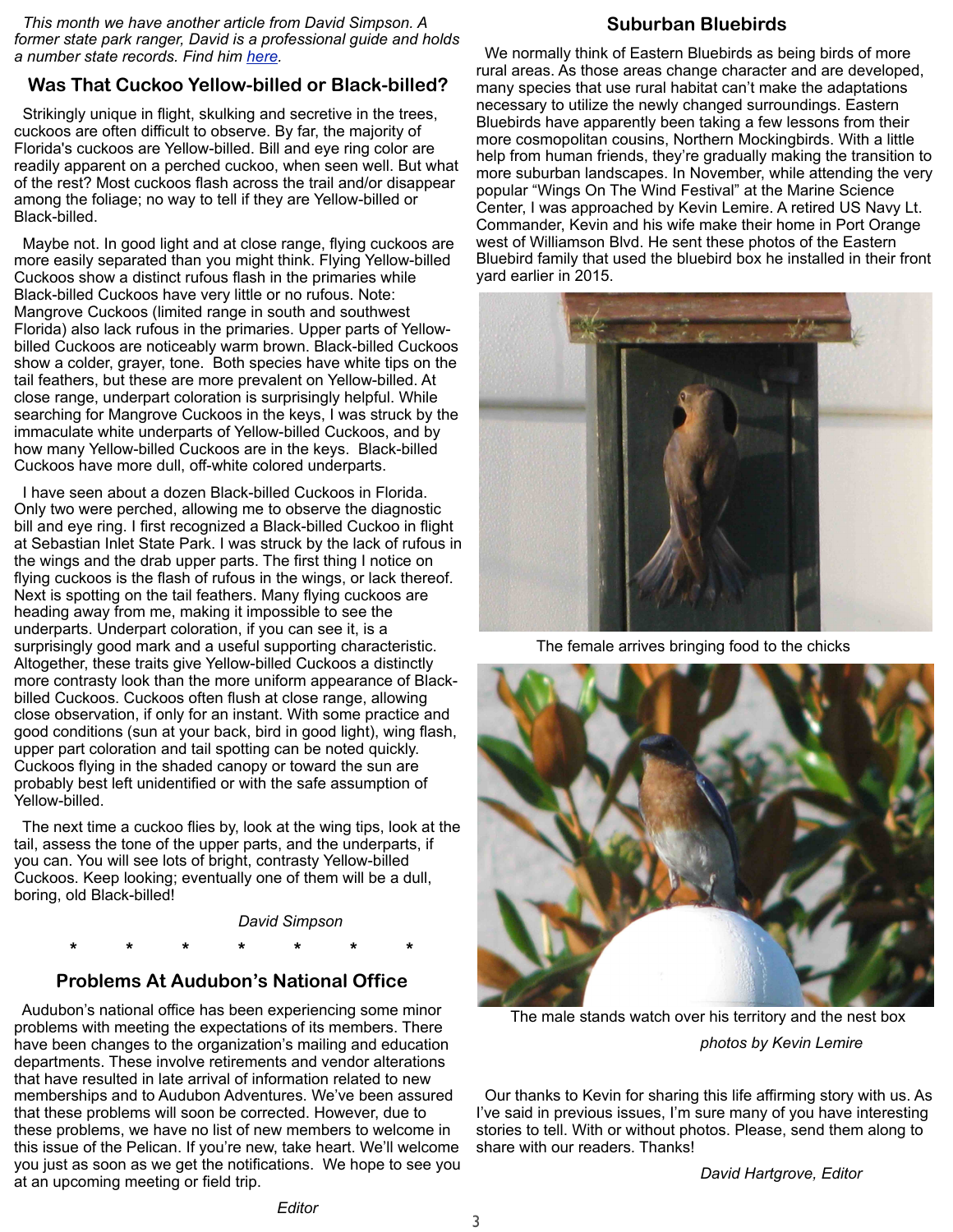*This month we have another article from David Simpson. A former state park ranger, David is a professional guide and holds a number state records. Find him [here](#).*

## Was That Cuckoo Yellow-billed or Black-billed?

Strikingly unique in flight, skulking and secretive in the trees, cuckoos are often difficult to observe. By far, the majority of Florida's cuckoos are Yellow-billed. Bill and eye ring color are readily apparent on a perched cuckoo, when seen well. But what of the rest? Most cuckoos flash across the trail and/or disappear among the foliage; no way to tell if they are Yellow-billed or Black-billed.

Maybe not. In good light and at close range, flying cuckoos are more easily separated than you might think. Flying Yellow-billed Cuckoos show a distinct rufous flash in the primaries while Black-billed Cuckoos have very little or no rufous. Note: Mangrove Cuckoos (limited range in south and southwest Florida) also lack rufous in the primaries. Upper parts of Yellow-billed Cuckoos are noticeably warm brown. Black-billed Cuckoos show a colder, grayer, tone. Both species have white tips on the tail feathers, but these are more prevalent on Yellow-billed. At close range, underpart coloration is surprisingly helpful. While searching for Mangrove Cuckoos in the keys, I was struck by the immaculate white underparts of Yellow-billed Cuckoos, and by how many Yellow-billed Cuckoos are in the keys. Black-billed Cuckoos have more dull, off-white colored underparts.

I have seen about a dozen Black-billed Cuckoos in Florida. Only two were perched, allowing me to observe the diagnostic bill and eye ring. I first recognized a Black-billed Cuckoo in flight at Sebastian Inlet State Park. I was struck by the lack of rufous in the wings and the drab upper parts. The first thing I notice on flying cuckoos is the flash of rufous in the wings, or lack thereof. Next is spotting on the tail feathers. Many flying cuckoos are heading away from me, making it impossible to see the underparts. Underpart coloration, if you can see it, is a surprisingly good mark and a useful supporting characteristic. Altogether, these traits give Yellow-billed Cuckoos a distinctly more contrasty look than the more uniform appearance of Black-billed Cuckoos. Cuckoos often flush at close range, allowing close observation, if only for an instant. With some practice and good conditions (sun at your back, bird in good light), wing flash, upper part coloration and tail spotting can be noted quickly. Cuckoos flying in the shaded canopy or toward the sun are probably best left unidentified or with the safe assumption of Yellow-billed.

The next time a cuckoo flies by, look at the wing tips, look at the tail, assess the tone of the upper parts, and the underparts, if you can. You will see lots of bright, contrasty Yellow-billed Cuckoos. Keep looking; eventually one of them will be a dull, boring, old Black-billed!

*David Simpson*

\* \* \* \* \* \* \*

## Problems At Audubon's National Office

Audubon's national office has been experiencing some minor problems with meeting the expectations of its members. There have been changes to the organization's mailing and education departments. These involve retirements and vendor alterations that have resulted in late arrival of information related to new memberships and to Audubon Adventures. We've been assured that these problems will soon be corrected. However, due to these problems, we have no list of new members to welcome in this issue of the Pelican. If you're new, take heart. We'll welcome you just as soon as we get the notifications. We hope to see you at an upcoming meeting or field trip.

*Editor*

## Suburban Bluebirds

We normally think of Eastern Bluebirds as being birds of more rural areas. As those areas change character and are developed, many species that use rural habitat can't make the adaptations necessary to utilize the newly changed surroundings. Eastern Bluebirds have apparently been taking a few lessons from their more cosmopolitan cousins, Northern Mockingbirds. With a little help from human friends, they're gradually making the transition to more suburban landscapes. In November, while attending the very popular "Wings On The Wind Festival" at the Marine Science Center, I was approached by Kevin Lemire. A retired US Navy Lt. Commander, Kevin and his wife make their home in Port Orange west of Williamson Blvd. He sent these photos of the Eastern Bluebird family that used the bluebird box he installed in their front yard earlier in 2015.

The female arrives bringing food to the chicks

The male stands watch over his territory and the nest box

*photos by Kevin Lemire*

Our thanks to Kevin for sharing this life affirming story with us. As I've said in previous issues, I'm sure many of you have interesting stories to tell. With or without photos. Please, send them along to share with our readers. Thanks!

*David Hartgrove, Editor*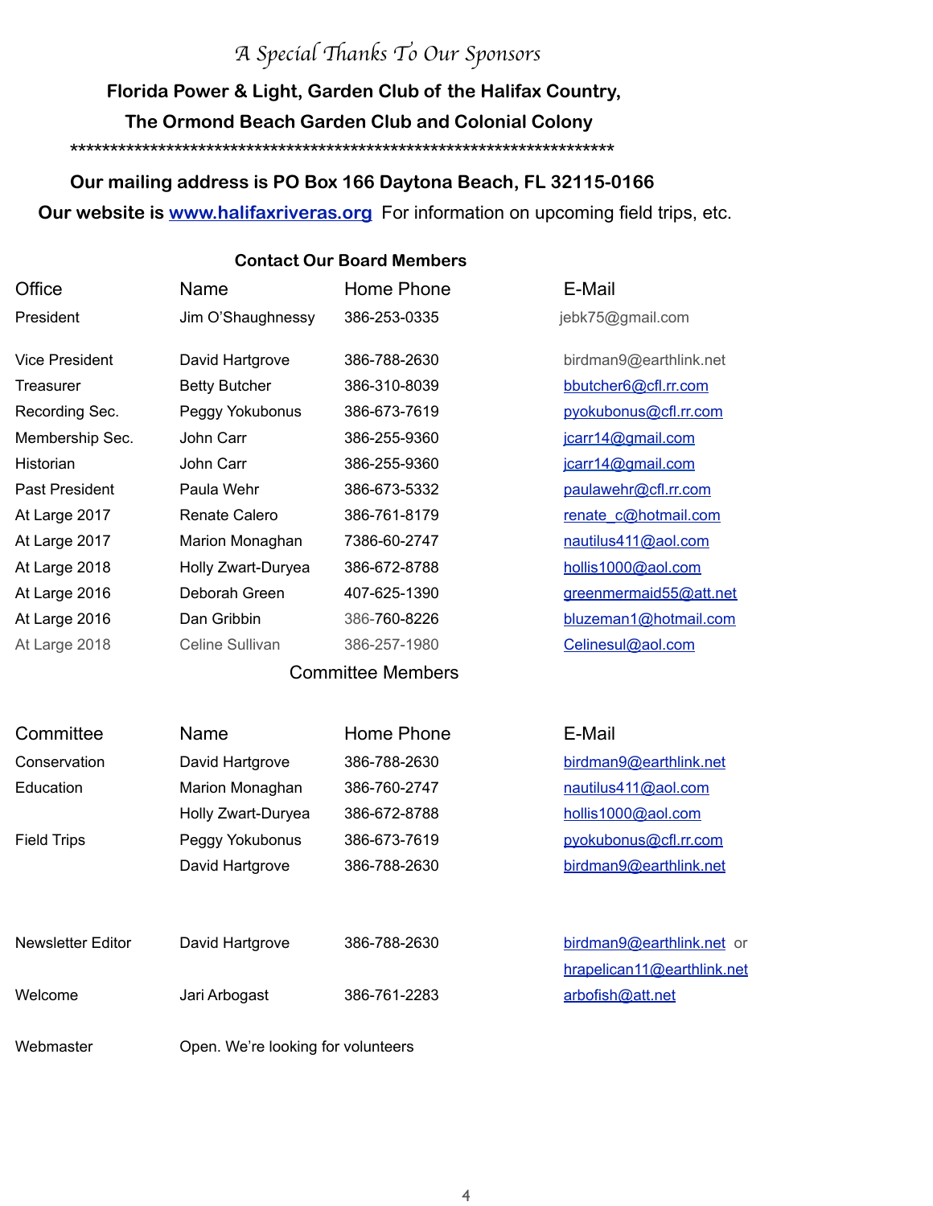*A Special Thanks To Our Sponsors*

**Florida Power & Light, Garden Club of the Halifax Country,**

**The Ormond Beach Garden Club and Colonial Colony**

**********************************************************************

**Our mailing address is PO Box 166 Daytona Beach, FL 32115-0166**

**Our website is [www.halifaxriveras.org](http://www.halifaxriveras.org)** For information on upcoming field trips, etc.

**Contact Our Board Members**

| Office | Name | Home Phone | E-Mail |
|---|---|---|---|
| President | Jim O'Shaughnessy | 386-253-0335 | jebk75@gmail.com |
| Vice President | David Hartgrove | 386-788-2630 | birdman9@earthlink.net |
| Treasurer | Betty Butcher | 386-310-8039 | bbutcher6@cfl.rr.com |
| Recording Sec. | Peggy Yokubonus | 386-673-7619 | pyokubonus@cfl.rr.com |
| Membership Sec. | John Carr | 386-255-9360 | jcarr14@gmail.com |
| Historian | John Carr | 386-255-9360 | jcarr14@gmail.com |
| Past President | Paula Wehr | 386-673-5332 | paulawehr@cfl.rr.com |
| At Large 2017 | Renate Calero | 386-761-8179 | renate_c@hotmail.com |
| At Large 2017 | Marion Monaghan | 7386-60-2747 | nautilus411@aol.com |
| At Large 2018 | Holly Zwart-Duryea | 386-672-8788 | hollis1000@aol.com |
| At Large 2016 | Deborah Green | 407-625-1390 | greenmermaid55@att.net |
| At Large 2016 | Dan Gribbin | 386-760-8226 | bluzeman1@hotmail.com |
| At Large 2018 | Celine Sullivan | 386-257-1980 | Celinesul@aol.com |

Committee Members

| Committee | Name | Home Phone | E-Mail |
|---|---|---|---|
| Conservation | David Hartgrove | 386-788-2630 | birdman9@earthlink.net |
| Education | Marion Monaghan | 386-760-2747 | nautilus411@aol.com |
| | Holly Zwart-Duryea | 386-672-8788 | hollis1000@aol.com |
| Field Trips | Peggy Yokubonus | 386-673-7619 | pyokubonus@cfl.rr.com |
| | David Hartgrove | 386-788-2630 | birdman9@earthlink.net |
| Newsletter Editor | David Hartgrove | 386-788-2630 | birdman9@earthlink.net or hrapelican11@earthlink.net |
| Welcome | Jari Arbogast | 386-761-2283 | arbofish@att.net |
| Webmaster | Open. We're looking for volunteers | | |